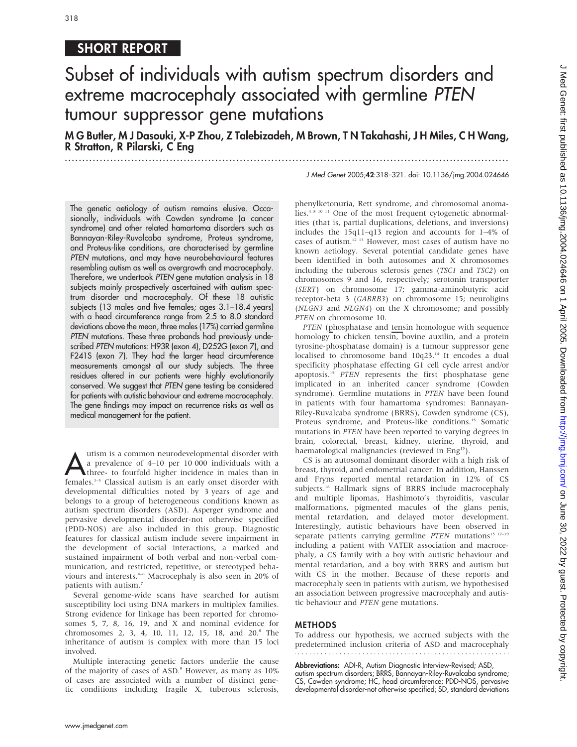SHORT REPORT

# Subset of individuals with autism spectrum disorders and extreme macrocephaly associated with germline *PTEN* tumour suppressor gene mutations

**M G Butler, M J Dasouki, X-P Zhou, Z Talebizadeh, M Brown, T N Takahashi, J H Miles, C H Wang, R Stratton, R Pilarski, C Eng**

*J Med Genet* 2005;**42**:318–321. doi: 10.1136/jmg.2004.024646

The genetic aetiology of autism remains elusive. Occasionally, individuals with Cowden syndrome (a cancer syndrome) and other related hamartoma disorders such as Bannayan-Riley-Ruvalcaba syndrome, Proteus syndrome, and Proteus-like conditions, are characterised by germline *PTEN* mutations, and may have neurobehavioural features resembling autism as well as overgrowth and macrocephaly. Therefore, we undertook *PTEN* gene mutation analysis in 18 subjects mainly prospectively ascertained with autism spectrum disorder and macrocephaly. Of these 18 autistic subjects (13 males and five females; ages 3.1–18.4 years) with a head circumference range from 2.5 to 8.0 standard deviations above the mean, three males (17%) carried germline *PTEN* mutations. These three probands had previously undescribed *PTEN* mutations: H93R (exon 4), D252G (exon 7), and F241S (exon 7). They had the larger head circumference measurements amongst all our study subjects. The three residues altered in our patients were highly evolutionarily conserved. We suggest that *PTEN* gene testing be considered for patients with autistic behaviour and extreme macrocephaly. The gene findings may impact on recurrence risks as well as medical management for the patient.

Autism is a common neurodevelopmental disorder with a prevalence of 4–10 per 10 000 individuals with a three- to fourfold higher incidence in males than in females.[1–3] Classical autism is an early onset disorder with developmental difficulties noted by 3 years of age and belongs to a group of heterogeneous conditions known as autism spectrum disorders (ASD). Asperger syndrome and pervasive developmental disorder-not otherwise specified (PDD-NOS) are also included in this group. Diagnostic features for classical autism include severe impairment in the development of social interactions, a marked and sustained impairment of both verbal and non-verbal communication, and restricted, repetitive, or stereotyped behaviours and interests.[4–6] Macrocephaly is also seen in 20% of patients with autism.[7]

Several genome-wide scans have searched for autism susceptibility loci using DNA markers in multiplex families. Strong evidence for linkage has been reported for chromosomes 5, 7, 8, 16, 19, and X and nominal evidence for chromosomes 2, 3, 4, 10, 11, 12, 15, 18, and 20.[8] The inheritance of autism is complex with more than 15 loci involved.

Multiple interacting genetic factors underlie the cause of the majority of cases of ASD.[9] However, as many as 10% of cases are associated with a number of distinct genetic conditions including fragile X, tuberous sclerosis, phenylketonuria, Rett syndrome, and chromosomal anomalies.[4 8 10 11] One of the most frequent cytogenetic abnormalities (that is, partial duplications, deletions, and inversions) includes the 15q11–q13 region and accounts for 1–4% of cases of autism.[12 13] However, most cases of autism have no known aetiology. Several potential candidate genes have been identified in both autosomes and X chromosomes including the tuberous sclerosis genes (*TSC1* and *TSC2*) on chromosomes 9 and 16, respectively; serotonin transporter (*SERT*) on chromosome 17; gamma-aminobutyric acid receptor-beta 3 (*GABRB3*) on chromosome 15; neuroligins (*NLGN3* and *NLGN4*) on the X chromosome; and possibly *PTEN* on chromosome 10.

*PTEN* (phosphatase and tensin homologue with sequence homology to chicken tensin, bovine auxilin, and a protein tyrosine-phosphatase domain) is a tumour suppressor gene localised to chromosome band 10q23.[14] It encodes a dual specificity phosphatase effecting G1 cell cycle arrest and/or apoptosis.[15] *PTEN* represents the first phosphatase gene implicated in an inherited cancer syndrome (Cowden syndrome). Germline mutations in *PTEN* have been found in patients with four hamartoma syndromes: Bannayan-Riley-Ruvalcaba syndrome (BRRS), Cowden syndrome (CS), Proteus syndrome, and Proteus-like conditions.[15] Somatic mutations in *PTEN* have been reported to varying degrees in brain, colorectal, breast, kidney, uterine, thyroid, and haematological malignancies (reviewed in Eng[15]).

CS is an autosomal dominant disorder with a high risk of breast, thyroid, and endometrial cancer. In addition, Hanssen and Fryns reported mental retardation in 12% of CS subjects.[16] Hallmark signs of BRRS include macrocephaly and multiple lipomas, Hashimoto's thyroiditis, vascular malformations, pigmented macules of the glans penis, mental retardation, and delayed motor development. Interestingly, autistic behaviours have been observed in separate patients carrying germline *PTEN* mutations[15 17–19] including a patient with VATER association and macrocephaly, a CS family with a boy with autistic behaviour and mental retardation, and a boy with BRRS and autism but with CS in the mother. Because of these reports and macrocephaly seen in patients with autism, we hypothesised an association between progressive macrocephaly and autistic behaviour and *PTEN* gene mutations.

## METHODS

To address our hypothesis, we accrued subjects with the predetermined inclusion criteria of ASD and macrocephaly

**Abbreviations:** ADI-R, Autism Diagnostic Interview-Revised; ASD, autism spectrum disorders; BRRS, Bannayan-Riley-Ruvalcaba syndrome; CS, Cowden syndrome; HC, head circumference; PDD-NOS, pervasive developmental disorder-not otherwise specified; SD, standard deviations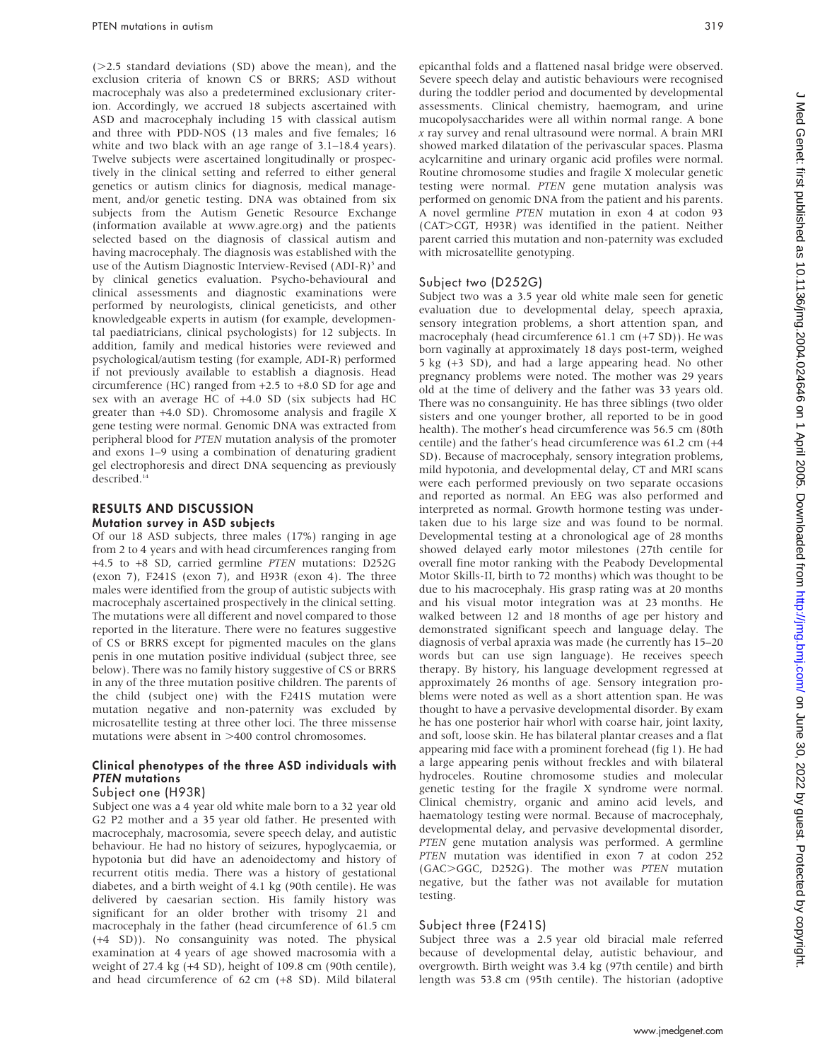(>2.5 standard deviations (SD) above the mean), and the exclusion criteria of known CS or BRRS; ASD without macrocephaly was also a predetermined exclusionary criterion. Accordingly, we accrued 18 subjects ascertained with ASD and macrocephaly including 15 with classical autism and three with PDD-NOS (13 males and five females; 16 white and two black with an age range of 3.1–18.4 years). Twelve subjects were ascertained longitudinally or prospectively in the clinical setting and referred to either general genetics or autism clinics for diagnosis, medical management, and/or genetic testing. DNA was obtained from six subjects from the Autism Genetic Resource Exchange (information available at www.agre.org) and the patients selected based on the diagnosis of classical autism and having macrocephaly. The diagnosis was established with the use of the Autism Diagnostic Interview-Revised (ADI-R)[5] and by clinical genetics evaluation. Psycho-behavioural and clinical assessments and diagnostic examinations were performed by neurologists, clinical geneticists, and other knowledgeable experts in autism (for example, developmental paediatricians, clinical psychologists) for 12 subjects. In addition, family and medical histories were reviewed and psychological/autism testing (for example, ADI-R) performed if not previously available to establish a diagnosis. Head circumference (HC) ranged from +2.5 to +8.0 SD for age and sex with an average HC of +4.0 SD (six subjects had HC greater than +4.0 SD). Chromosome analysis and fragile X gene testing were normal. Genomic DNA was extracted from peripheral blood for *PTEN* mutation analysis of the promoter and exons 1–9 using a combination of denaturing gradient gel electrophoresis and direct DNA sequencing as previously described.[14]

## RESULTS AND DISCUSSION

### Mutation survey in ASD subjects

Of our 18 ASD subjects, three males (17%) ranging in age from 2 to 4 years and with head circumferences ranging from +4.5 to +8 SD, carried germline *PTEN* mutations: D252G (exon 7), F241S (exon 7), and H93R (exon 4). The three males were identified from the group of autistic subjects with macrocephaly ascertained prospectively in the clinical setting. The mutations were all different and novel compared to those reported in the literature. There were no features suggestive of CS or BRRS except for pigmented macules on the glans penis in one mutation positive individual (subject three, see below). There was no family history suggestive of CS or BRRS in any of the three mutation positive children. The parents of the child (subject one) with the F241S mutation were mutation negative and non-paternity was excluded by microsatellite testing at three other loci. The three missense mutations were absent in >400 control chromosomes.

### Clinical phenotypes of the three ASD individuals with *PTEN* mutations

#### Subject one (H93R)

Subject one was a 4 year old white male born to a 32 year old G2 P2 mother and a 35 year old father. He presented with macrocephaly, macrosomia, severe speech delay, and autistic behaviour. He had no history of seizures, hypoglycaemia, or hypotonia but did have an adenoidectomy and history of recurrent otitis media. There was a history of gestational diabetes, and a birth weight of 4.1 kg (90th centile). He was delivered by caesarian section. His family history was significant for an older brother with trisomy 21 and macrocephaly in the father (head circumference of 61.5 cm (+4 SD)). No consanguinity was noted. The physical examination at 4 years of age showed macrosomia with a weight of 27.4 kg (+4 SD), height of 109.8 cm (90th centile), and head circumference of 62 cm (+8 SD). Mild bilateral epicanthal folds and a flattened nasal bridge were observed. Severe speech delay and autistic behaviours were recognised during the toddler period and documented by developmental assessments. Clinical chemistry, haemogram, and urine mucopolysaccharides were all within normal range. A bone *x* ray survey and renal ultrasound were normal. A brain MRI showed marked dilatation of the perivascular spaces. Plasma acylcarnitine and urinary organic acid profiles were normal. Routine chromosome studies and fragile X molecular genetic testing were normal. *PTEN* gene mutation analysis was performed on genomic DNA from the patient and his parents. A novel germline *PTEN* mutation in exon 4 at codon 93 (CAT>CGT, H93R) was identified in the patient. Neither parent carried this mutation and non-paternity was excluded with microsatellite genotyping.

#### Subject two (D252G)

Subject two was a 3.5 year old white male seen for genetic evaluation due to developmental delay, speech apraxia, sensory integration problems, a short attention span, and macrocephaly (head circumference 61.1 cm (+7 SD)). He was born vaginally at approximately 18 days post-term, weighed 5 kg (+3 SD), and had a large appearing head. No other pregnancy problems were noted. The mother was 29 years old at the time of delivery and the father was 33 years old. There was no consanguinity. He has three siblings (two older sisters and one younger brother, all reported to be in good health). The mother's head circumference was 56.5 cm (80th centile) and the father's head circumference was 61.2 cm (+4 SD). Because of macrocephaly, sensory integration problems, mild hypotonia, and developmental delay, CT and MRI scans were each performed previously on two separate occasions and reported as normal. An EEG was also performed and interpreted as normal. Growth hormone testing was undertaken due to his large size and was found to be normal. Developmental testing at a chronological age of 28 months showed delayed early motor milestones (27th centile for overall fine motor ranking with the Peabody Developmental Motor Skills-II, birth to 72 months) which was thought to be due to his macrocephaly. His grasp rating was at 20 months and his visual motor integration was at 23 months. He walked between 12 and 18 months of age per history and demonstrated significant speech and language delay. The diagnosis of verbal apraxia was made (he currently has 15–20 words but can use sign language). He receives speech therapy. By history, his language development regressed at approximately 26 months of age. Sensory integration problems were noted as well as a short attention span. He was thought to have a pervasive developmental disorder. By exam he has one posterior hair whorl with coarse hair, joint laxity, and soft, loose skin. He has bilateral plantar creases and a flat appearing mid face with a prominent forehead (fig 1). He had a large appearing penis without freckles and with bilateral hydroceles. Routine chromosome studies and molecular genetic testing for the fragile X syndrome were normal. Clinical chemistry, organic and amino acid levels, and haematology testing were normal. Because of macrocephaly, developmental delay, and pervasive developmental disorder, *PTEN* gene mutation analysis was performed. A germline *PTEN* mutation was identified in exon 7 at codon 252 (GAC>GGC, D252G). The mother was *PTEN* mutation negative, but the father was not available for mutation testing.

#### Subject three (F241S)

Subject three was a 2.5 year old biracial male referred because of developmental delay, autistic behaviour, and overgrowth. Birth weight was 3.4 kg (97th centile) and birth length was 53.8 cm (95th centile). The historian (adoptive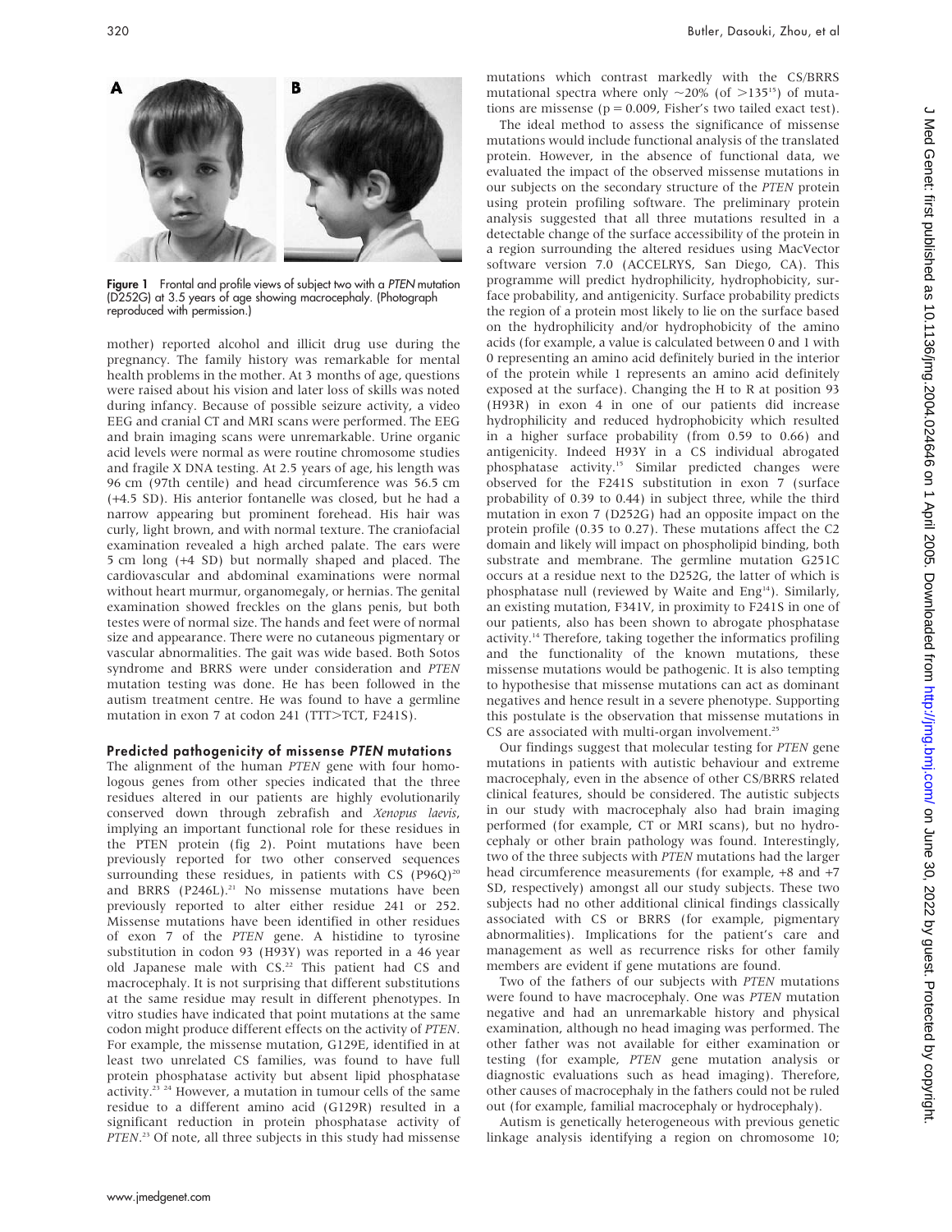Figure 1 Frontal and profile views of subject two with a *PTEN* mutation (D252G) at 3.5 years of age showing macrocephaly. (Photograph reproduced with permission.)

mother) reported alcohol and illicit drug use during the pregnancy. The family history was remarkable for mental health problems in the mother. At 3 months of age, questions were raised about his vision and later loss of skills was noted during infancy. Because of possible seizure activity, a video EEG and cranial CT and MRI scans were performed. The EEG and brain imaging scans were unremarkable. Urine organic acid levels were normal as were routine chromosome studies and fragile X DNA testing. At 2.5 years of age, his length was 96 cm (97th centile) and head circumference was 56.5 cm (+4.5 SD). His anterior fontanelle was closed, but he had a narrow appearing but prominent forehead. His hair was curly, light brown, and with normal texture. The craniofacial examination revealed a high arched palate. The ears were 5 cm long (+4 SD) but normally shaped and placed. The cardiovascular and abdominal examinations were normal without heart murmur, organomegaly, or hernias. The genital examination showed freckles on the glans penis, but both testes were of normal size. The hands and feet were of normal size and appearance. There were no cutaneous pigmentary or vascular abnormalities. The gait was wide based. Both Sotos syndrome and BRRS were under consideration and *PTEN* mutation testing was done. He has been followed in the autism treatment centre. He was found to have a germline mutation in exon 7 at codon 241 (TTT>TCT, F241S).

### Predicted pathogenicity of missense *PTEN* mutations

The alignment of the human *PTEN* gene with four homologous genes from other species indicated that the three residues altered in our patients are highly evolutionarily conserved down through zebrafish and *Xenopus laevis*, implying an important functional role for these residues in the PTEN protein (fig 2). Point mutations have been previously reported for two other conserved sequences surrounding these residues, in patients with CS (P96Q)[20] and BRRS (P246L).[21] No missense mutations have been previously reported to alter either residue 241 or 252. Missense mutations have been identified in other residues of exon 7 of the *PTEN* gene. A histidine to tyrosine substitution in codon 93 (H93Y) was reported in a 46 year old Japanese male with CS.[22] This patient had CS and macrocephaly. It is not surprising that different substitutions at the same residue may result in different phenotypes. In vitro studies have indicated that point mutations at the same codon might produce different effects on the activity of *PTEN*. For example, the missense mutation, G129E, identified in at least two unrelated CS families, was found to have full protein phosphatase activity but absent lipid phosphatase activity.[23 24] However, a mutation in tumour cells of the same residue to a different amino acid (G129R) resulted in a significant reduction in protein phosphatase activity of *PTEN*.[23] Of note, all three subjects in this study had missense mutations which contrast markedly with the CS/BRRS mutational spectra where only ~20% (of >135[15]) of mutations are missense (p = 0.009, Fisher's two tailed exact test).

The ideal method to assess the significance of missense mutations would include functional analysis of the translated protein. However, in the absence of functional data, we evaluated the impact of the observed missense mutations in our subjects on the secondary structure of the *PTEN* protein using protein profiling software. The preliminary protein analysis suggested that all three mutations resulted in a detectable change of the surface accessibility of the protein in a region surrounding the altered residues using MacVector software version 7.0 (ACCELRYS, San Diego, CA). This programme will predict hydrophilicity, hydrophobicity, surface probability, and antigenicity. Surface probability predicts the region of a protein most likely to lie on the surface based on the hydrophilicity and/or hydrophobicity of the amino acids (for example, a value is calculated between 0 and 1 with 0 representing an amino acid definitely buried in the interior of the protein while 1 represents an amino acid definitely exposed at the surface). Changing the H to R at position 93 (H93R) in exon 4 in one of our patients did increase hydrophilicity and reduced hydrophobicity which resulted in a higher surface probability (from 0.59 to 0.66) and antigenicity. Indeed H93Y in a CS individual abrogated phosphatase activity.[15] Similar predicted changes were observed for the F241S substitution in exon 7 (surface probability of 0.39 to 0.44) in subject three, while the third mutation in exon 7 (D252G) had an opposite impact on the protein profile (0.35 to 0.27). These mutations affect the C2 domain and likely will impact on phospholipid binding, both substrate and membrane. The germline mutation G251C occurs at a residue next to the D252G, the latter of which is phosphatase null (reviewed by Waite and Eng[14]). Similarly, an existing mutation, F341V, in proximity to F241S in one of our patients, also has been shown to abrogate phosphatase activity.[14] Therefore, taking together the informatics profiling and the functionality of the known mutations, these missense mutations would be pathogenic. It is also tempting to hypothesise that missense mutations can act as dominant negatives and hence result in a severe phenotype. Supporting this postulate is the observation that missense mutations in CS are associated with multi-organ involvement.[25]

Our findings suggest that molecular testing for *PTEN* gene mutations in patients with autistic behaviour and extreme macrocephaly, even in the absence of other CS/BRRS related clinical features, should be considered. The autistic subjects in our study with macrocephaly also had brain imaging performed (for example, CT or MRI scans), but no hydrocephaly or other brain pathology was found. Interestingly, two of the three subjects with *PTEN* mutations had the larger head circumference measurements (for example, +8 and +7 SD, respectively) amongst all our study subjects. These two subjects had no other additional clinical findings classically associated with CS or BRRS (for example, pigmentary abnormalities). Implications for the patient's care and management as well as recurrence risks for other family members are evident if gene mutations are found.

Two of the fathers of our subjects with *PTEN* mutations were found to have macrocephaly. One was *PTEN* mutation negative and had an unremarkable history and physical examination, although no head imaging was performed. The other father was not available for either examination or testing (for example, *PTEN* gene mutation analysis or diagnostic evaluations such as head imaging). Therefore, other causes of macrocephaly in the fathers could not be ruled out (for example, familial macrocephaly or hydrocephaly).

Autism is genetically heterogeneous with previous genetic linkage analysis identifying a region on chromosome 10;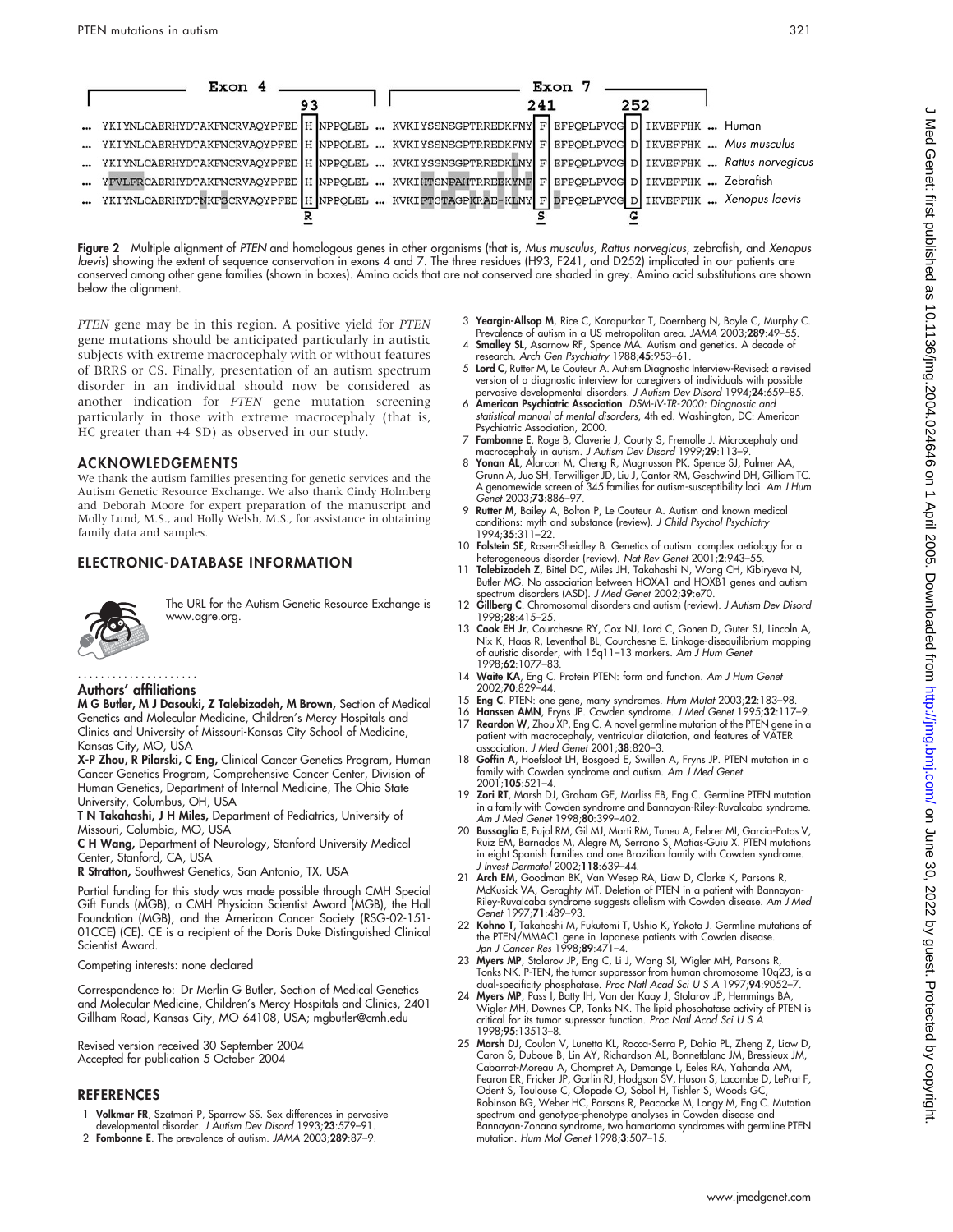Exon 4

Exon 7

93

241

252

... YKIYNLCAERHYDTAKFNCRVAQYPFED H NPPQLEL ... KVKIYSSNSGPTRREDKFMY F EFPQPLPVCG D IKVEFFHK ... Human

... YKIYNLCAERHYDTAKFNCRVAQYPFED H NPPQLEL ... KVKIYSSNSGPTRREDKFMY F EFPQPLPVCG D IKVEFFHK ... *Mus musculus*

... YKIYNLCAERHYDTAKFNCRVAQYPFED H NPPQLEL ... KVKIYSSNSGPTRREDKLMY F EFPQPLPVCG D IKVEFFHK ... *Rattus norvegicus*

... YFVLFRCAERHYDTAKFNCRVAQYPFED H NPPQLEL ... KVKIHTSNPAHTRREEKYMF F EFPQPLPVCG D IKVEFFHK ... Zebrafish

... YKIYNLCAERHYDTNKFSCRVAQYPFED H NPPQLEL ... KVKIFTSTAGPKRAE-KLMY F DFPQPLPVCG D IKVEFFHK ... *Xenopus laevis*

R

S

G

**Figure 2** Multiple alignment of *PTEN* and homologous genes in other organisms (that is, *Mus musculus*, *Rattus norvegicus*, zebrafish, and *Xenopus laevis*) showing the extent of sequence conservation in exons 4 and 7. The three residues (H93, F241, and D252) implicated in our patients are conserved among other gene families (shown in boxes). Amino acids that are not conserved are shaded in grey. Amino acid substitutions are shown below the alignment.

*PTEN* gene may be in this region. A positive yield for *PTEN* gene mutations should be anticipated particularly in autistic subjects with extreme macrocephaly with or without features of BRRS or CS. Finally, presentation of an autism spectrum disorder in an individual should now be considered as another indication for *PTEN* gene mutation screening particularly in those with extreme macrocephaly (that is, HC greater than +4 SD) as observed in our study.

## ACKNOWLEDGEMENTS

We thank the autism families presenting for genetic services and the Autism Genetic Resource Exchange. We also thank Cindy Holmberg and Deborah Moore for expert preparation of the manuscript and Molly Lund, M.S., and Holly Welsh, M.S., for assistance in obtaining family data and samples.

## ELECTRONIC-DATABASE INFORMATION

The URL for the Autism Genetic Resource Exchange is www.agre.org.

### Authors' affiliations

**M G Butler, M J Dasouki, Z Talebizadeh, M Brown,** Section of Medical Genetics and Molecular Medicine, Children's Mercy Hospitals and Clinics and University of Missouri-Kansas City School of Medicine, Kansas City, MO, USA

**X-P Zhou, R Pilarski, C Eng,** Clinical Cancer Genetics Program, Human Cancer Genetics Program, Comprehensive Cancer Center, Division of Human Genetics, Department of Internal Medicine, The Ohio State University, Columbus, OH, USA

**T N Takahashi, J H Miles,** Department of Pediatrics, University of Missouri, Columbia, MO, USA

**C H Wang,** Department of Neurology, Stanford University Medical Center, Stanford, CA, USA

**R Stratton,** Southwest Genetics, San Antonio, TX, USA

Partial funding for this study was made possible through CMH Special Gift Funds (MGB), a CMH Physician Scientist Award (MGB), the Hall Foundation (MGB), and the American Cancer Society (RSG-02-151-01CCE) (CE). CE is a recipient of the Doris Duke Distinguished Clinical Scientist Award.

Competing interests: none declared

Correspondence to: Dr Merlin G Butler, Section of Medical Genetics and Molecular Medicine, Children's Mercy Hospitals and Clinics, 2401 Gillham Road, Kansas City, MO 64108, USA; mgbutler@cmh.edu

Revised version received 30 September 2004
Accepted for publication 5 October 2004

## REFERENCES

1. **Volkmar FR**, Szatmari P, Sparrow SS. Sex differences in pervasive developmental disorder. *J Autism Dev Disord* 1993;**23**:579–91.
2. **Fombonne E**. The prevalence of autism. *JAMA* 2003;**289**:87–9.
3. **Yeargin-Allsop M**, Rice C, Karapurkar T, Doernberg N, Boyle C, Murphy C. Prevalence of autism in a US metropolitan area. *JAMA* 2003;**289**:49–55.
4. **Smalley SL**, Asarnow RF, Spence MA. Autism and genetics. A decade of research. *Arch Gen Psychiatry* 1988;**45**:953–61.
5. **Lord C**, Rutter M, Le Couteur A. Autism Diagnostic Interview-Revised: a revised version of a diagnostic interview for caregivers of individuals with possible pervasive developmental disorders. *J Autism Dev Disord* 1994;**24**:659–85.
6. **American Psychiatric Association**. *DSM-IV-TR-2000: Diagnostic and statistical manual of mental disorders*, 4th ed. Washington, DC: American Psychiatric Association, 2000.
7. **Fombonne E**, Roge B, Claverie J, Courty S, Fremolle J. Microcephaly and macrocephaly in autism. *J Autism Dev Disord* 1999;**29**:113–9.
8. **Yonan AL**, Alarcon M, Cheng R, Magnusson PK, Spence SJ, Palmer AA, Grunn A, Juo SH, Terwilliger JD, Liu J, Cantor RM, Geschwind DH, Gilliam TC. A genomewide screen of 345 families for autism-susceptibility loci. *Am J Hum Genet* 2003;**73**:886–97.
9. **Rutter M**, Bailey A, Bolton P, Le Couteur A. Autism and known medical conditions: myth and substance (review). *J Child Psychol Psychiatry* 1994;**35**:311–22.
10. **Folstein SE**, Rosen-Sheidley B. Genetics of autism: complex aetiology for a heterogeneous disorder (review). *Nat Rev Genet* 2001;**2**:943–55.
11. **Talebizadeh Z**, Bittel DC, Miles JH, Takahashi N, Wang CH, Kibiryeva N, Butler MG. No association between HOXA1 and HOXB1 genes and autism spectrum disorders (ASD). *J Med Genet* 2002;**39**:e70.
12. **Gillberg C**. Chromosomal disorders and autism (review). *J Autism Dev Disord* 1998;**28**:415–25.
13. **Cook EH Jr**, Courchesne RY, Cox NJ, Lord C, Gonen D, Guter SJ, Lincoln A, Nix K, Haas R, Leventhal BL, Courchesne E. Linkage-disequilibrium mapping of autistic disorder, with 15q11–13 markers. *Am J Hum Genet* 1998;**62**:1077–83.
14. **Waite KA**, Eng C. Protein PTEN: form and function. *Am J Hum Genet* 2002;**70**:829–44.
15. **Eng C**. PTEN: one gene, many syndromes. *Hum Mutat* 2003;**22**:183–98.
16. **Hanssen AMN**, Fryns JP. Cowden syndrome. *J Med Genet* 1995;**32**:117–9.
17. **Reardon W**, Zhou XP, Eng C. A novel germline mutation of the PTEN gene in a patient with macrocephaly, ventricular dilatation, and features of VATER association. *J Med Genet* 2001;**38**:820–3.
18. **Goffin A**, Hoefsloot LH, Bosgoed E, Swillen A, Fryns JP. PTEN mutation in a family with Cowden syndrome and autism. *Am J Med Genet* 2001;**105**:521–4.
19. **Zori RT**, Marsh DJ, Graham GE, Marliss EB, Eng C. Germline PTEN mutation in a family with Cowden syndrome and Bannayan-Riley-Ruvalcaba syndrome. *Am J Med Genet* 1998;**80**:399–402.
20. **Bussaglia E**, Pujol RM, Gil MJ, Marti RM, Tuneu A, Febrer MI, Garcia-Patos V, Ruiz EM, Barnadas M, Alegre M, Serrano S, Matias-Guiu X. PTEN mutations in eight Spanish families and one Brazilian family with Cowden syndrome. *J Invest Dermatol* 2002;**118**:639–44.
21. **Arch EM**, Goodman BK, Van Wesep RA, Liaw D, Clarke K, Parsons R, McKusick VA, Geraghty MT. Deletion of PTEN in a patient with Bannayan-Riley-Ruvalcaba syndrome suggests allelism with Cowden disease. *Am J Med Genet* 1997;**71**:489–93.
22. **Kohno T**, Takahashi M, Fukutomi T, Ushio K, Yokota J. Germline mutations of the PTEN/MMAC1 gene in Japanese patients with Cowden disease. *Jpn J Cancer Res* 1998;**89**:471–4.
23. **Myers MP**, Stolarov JP, Eng C, Li J, Wang SI, Wigler MH, Parsons R, Tonks NK. P-TEN, the tumor suppressor from human chromosome 10q23, is a dual-specificity phosphatase. *Proc Natl Acad Sci U S A* 1997;**94**:9052–7.
24. **Myers MP**, Pass I, Batty IH, Van der Kaay J, Stolarov JP, Hemmings BA, Wigler MH, Downes CP, Tonks NK. The lipid phosphatase activity of PTEN is critical for its tumor supressor function. *Proc Natl Acad Sci U S A* 1998;**95**:13513–8.
25. **Marsh DJ**, Coulon V, Lunetta KL, Rocca-Serra P, Dahia PL, Zheng Z, Liaw D, Caron S, Duboue B, Lin AY, Richardson AL, Bonnetblanc JM, Bressieux JM, Cabarrot-Moreau A, Chompret A, Demange L, Eeles RA, Yahanda AM, Fearon ER, Fricker JP, Gorlin RJ, Hodgson SV, Huson S, Lacombe D, LePrat F, Odent S, Toulouse C, Olopade O, Sobol H, Tishler S, Woods GC, Robinson BG, Weber HC, Parsons R, Peacocke M, Longy M, Eng C. Mutation spectrum and genotype-phenotype analyses in Cowden disease and Bannayan-Zonana syndrome, two hamartoma syndromes with germline PTEN mutation. *Hum Mol Genet* 1998;**3**:507–15.